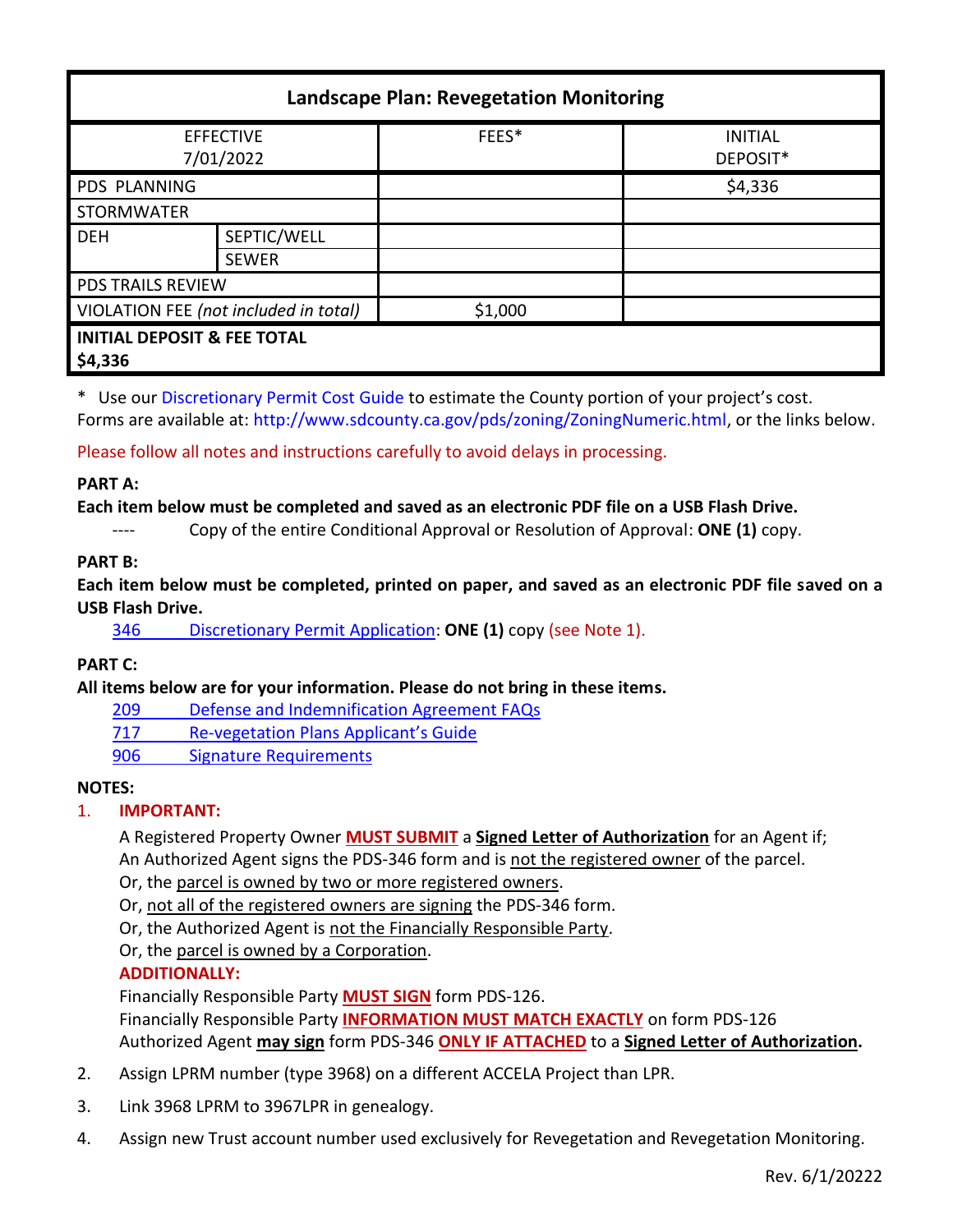| Landscape Plan: Revegetation Monitoring | | | |
|---|---|---|---|
| EFFECTIVE 7/01/2022 | | FEES* | INITIAL DEPOSIT* |
| PDS PLANNING | | | $4,336 |
| STORMWATER | | | |
| DEH | SEPTIC/WELL | | |
| | SEWER | | |
| PDS TRAILS REVIEW | | | |
| VIOLATION FEE *(not included in total)* | | $1,000 | |
| **INITIAL DEPOSIT & FEE TOTAL $4,336** | | | |

\* Use our Discretionary Permit Cost Guide to estimate the County portion of your project's cost. Forms are available at: http://www.sdcounty.ca.gov/pds/zoning/ZoningNumeric.html, or the links below.

Please follow all notes and instructions carefully to avoid delays in processing.

**PART A:**

**Each item below must be completed and saved as an electronic PDF file on a USB Flash Drive.**

---- Copy of the entire Conditional Approval or Resolution of Approval: **ONE (1)** copy.

**PART B:**

**Each item below must be completed, printed on paper, and saved as an electronic PDF file saved on a USB Flash Drive.**

346 Discretionary Permit Application: **ONE (1)** copy (see Note 1).

**PART C:**

**All items below are for your information. Please do not bring in these items.**

209 Defense and Indemnification Agreement FAQs
717 Re-vegetation Plans Applicant's Guide
906 Signature Requirements

**NOTES:**

1. **IMPORTANT:**

   A Registered Property Owner **MUST SUBMIT** a **Signed Letter of Authorization** for an Agent if;
   An Authorized Agent signs the PDS-346 form and is not the registered owner of the parcel.
   Or, the parcel is owned by two or more registered owners.
   Or, not all of the registered owners are signing the PDS-346 form.
   Or, the Authorized Agent is not the Financially Responsible Party.
   Or, the parcel is owned by a Corporation.

   **ADDITIONALLY:**

   Financially Responsible Party **MUST SIGN** form PDS-126.
   Financially Responsible Party **INFORMATION MUST MATCH EXACTLY** on form PDS-126
   Authorized Agent **may sign** form PDS-346 **ONLY IF ATTACHED** to a **Signed Letter of Authorization.**

2. Assign LPRM number (type 3968) on a different ACCELA Project than LPR.
3. Link 3968 LPRM to 3967LPR in genealogy.
4. Assign new Trust account number used exclusively for Revegetation and Revegetation Monitoring.

Rev. 6/1/20222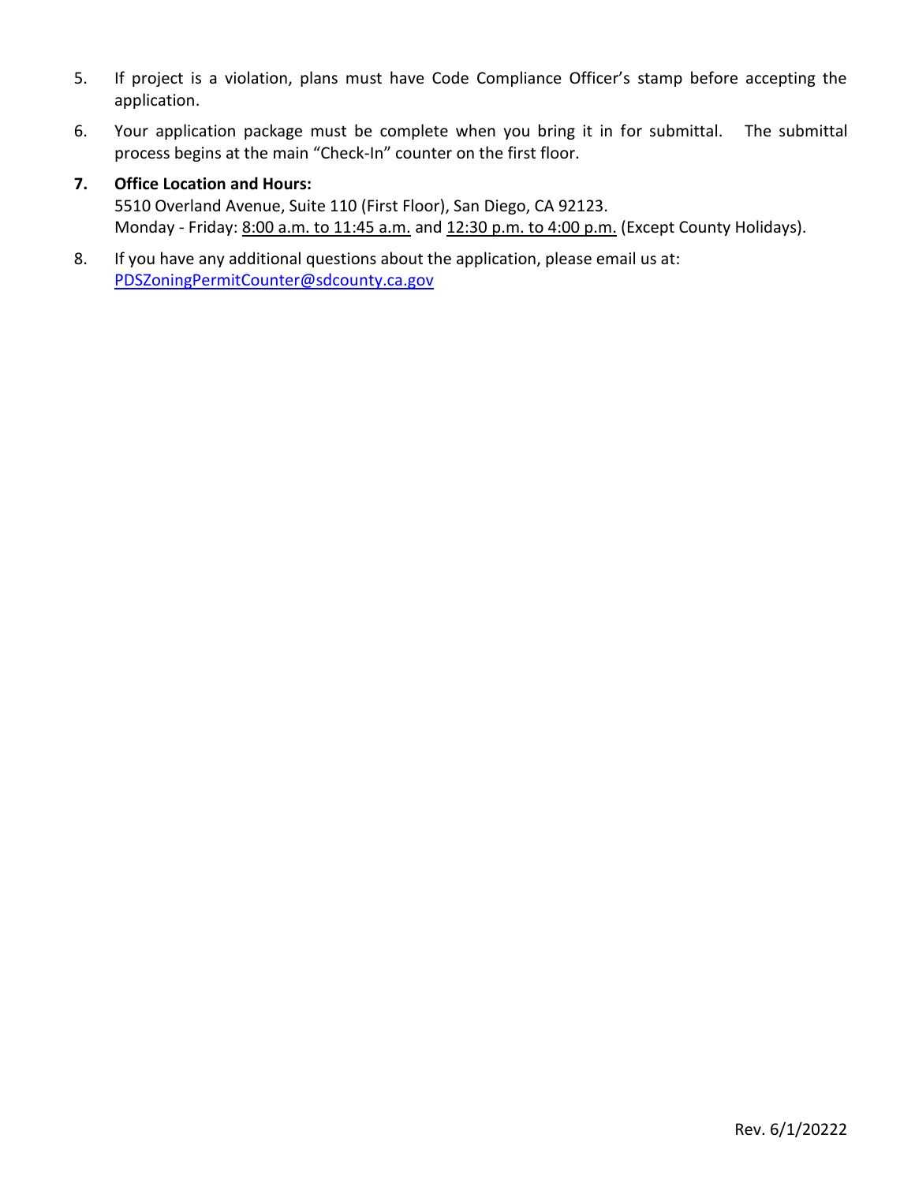5. If project is a violation, plans must have Code Compliance Officer's stamp before accepting the application.

6. Your application package must be complete when you bring it in for submittal. The submittal process begins at the main "Check-In" counter on the first floor.

7. **Office Location and Hours:**
   5510 Overland Avenue, Suite 110 (First Floor), San Diego, CA 92123.
   Monday - Friday: 8:00 a.m. to 11:45 a.m. and 12:30 p.m. to 4:00 p.m. (Except County Holidays).

8. If you have any additional questions about the application, please email us at:
   [PDSZoningPermitCounter@sdcounty.ca.gov](mailto:PDSZoningPermitCounter@sdcounty.ca.gov)

Rev. 6/1/20222